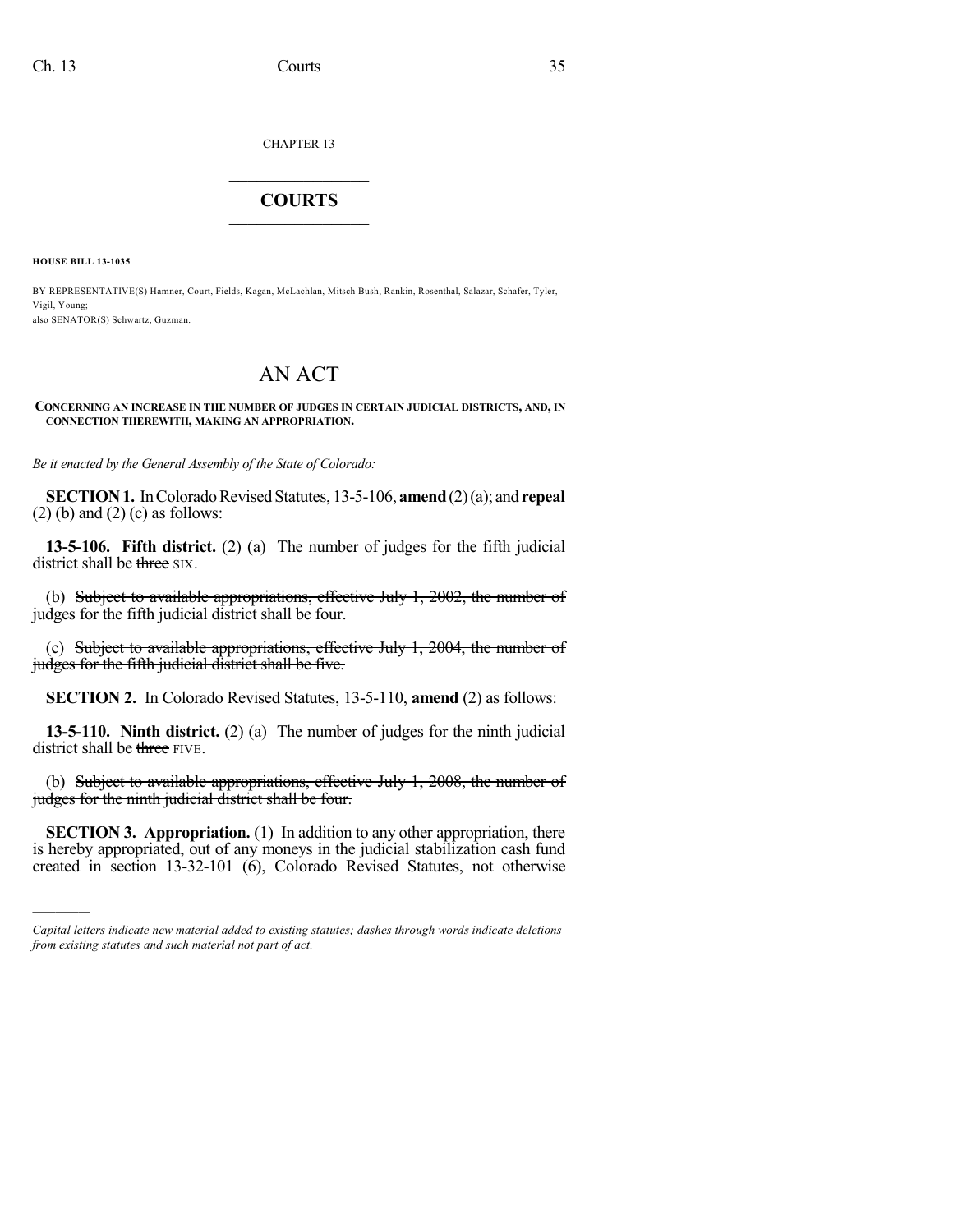CHAPTER 13

# COURTS

**HOUSE BILL 13-1035**

BY REPRESENTATIVE(S) Hamner, Court, Fields, Kagan, McLachlan, Mitsch Bush, Rankin, Rosenthal, Salazar, Schafer, Tyler, Vigil, Young;
also SENATOR(S) Schwartz, Guzman.

# AN ACT

**CONCERNING AN INCREASE IN THE NUMBER OF JUDGES IN CERTAIN JUDICIAL DISTRICTS, AND, IN CONNECTION THEREWITH, MAKING AN APPROPRIATION.**

*Be it enacted by the General Assembly of the State of Colorado:*

**SECTION 1.** In Colorado Revised Statutes, 13-5-106, **amend** (2) (a); and **repeal** (2) (b) and (2) (c) as follows:

**13-5-106. Fifth district.** (2) (a) The number of judges for the fifth judicial district shall be ~~three~~ SIX.

(b) ~~Subject to available appropriations, effective July 1, 2002, the number of judges for the fifth judicial district shall be four.~~

(c) ~~Subject to available appropriations, effective July 1, 2004, the number of judges for the fifth judicial district shall be five.~~

**SECTION 2.** In Colorado Revised Statutes, 13-5-110, **amend** (2) as follows:

**13-5-110. Ninth district.** (2) (a) The number of judges for the ninth judicial district shall be ~~three~~ FIVE.

(b) ~~Subject to available appropriations, effective July 1, 2008, the number of judges for the ninth judicial district shall be four.~~

**SECTION 3. Appropriation.** (1) In addition to any other appropriation, there is hereby appropriated, out of any moneys in the judicial stabilization cash fund created in section 13-32-101 (6), Colorado Revised Statutes, not otherwise

---

*Capital letters indicate new material added to existing statutes; dashes through words indicate deletions from existing statutes and such material not part of act.*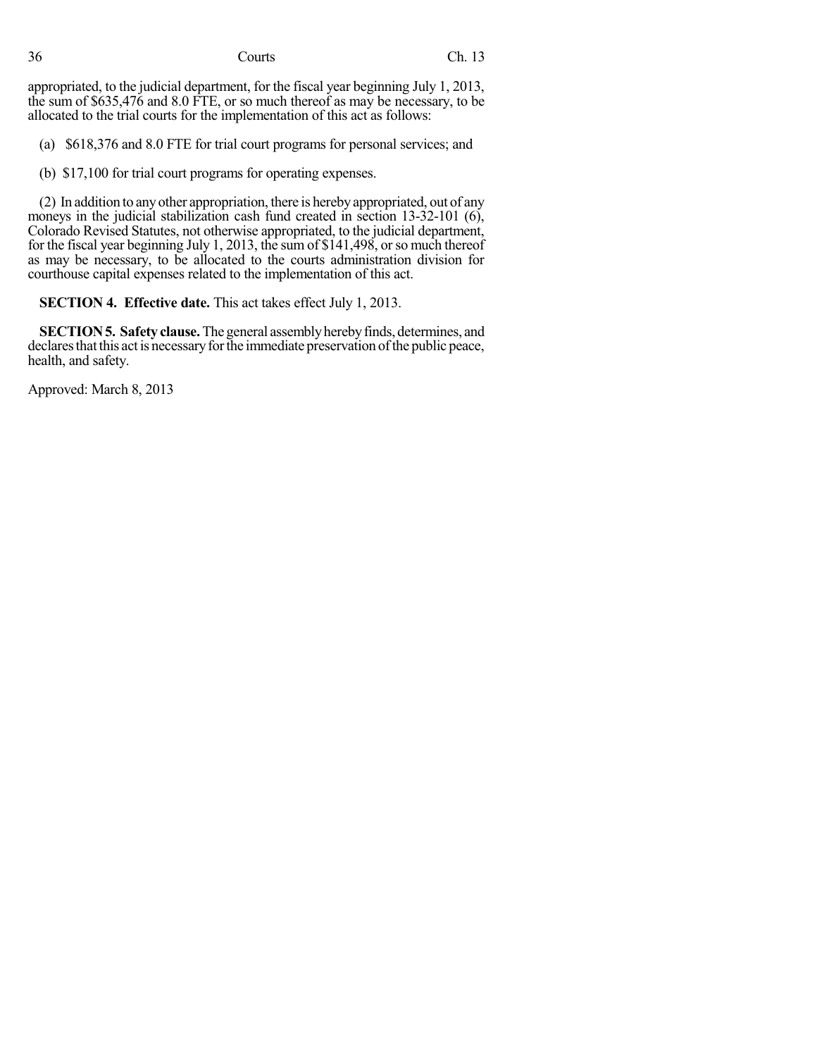appropriated, to the judicial department, for the fiscal year beginning July 1, 2013, the sum of $635,476 and 8.0 FTE, or so much thereof as may be necessary, to be allocated to the trial courts for the implementation of this act as follows:

(a) $618,376 and 8.0 FTE for trial court programs for personal services; and

(b) $17,100 for trial court programs for operating expenses.

(2) In addition to any other appropriation, there is hereby appropriated, out of any moneys in the judicial stabilization cash fund created in section 13-32-101 (6), Colorado Revised Statutes, not otherwise appropriated, to the judicial department, for the fiscal year beginning July 1, 2013, the sum of $141,498, or so much thereof as may be necessary, to be allocated to the courts administration division for courthouse capital expenses related to the implementation of this act.

**SECTION 4. Effective date.** This act takes effect July 1, 2013.

**SECTION 5. Safety clause.** The general assembly hereby finds, determines, and declares that this act is necessary for the immediate preservation of the public peace, health, and safety.

Approved: March 8, 2013